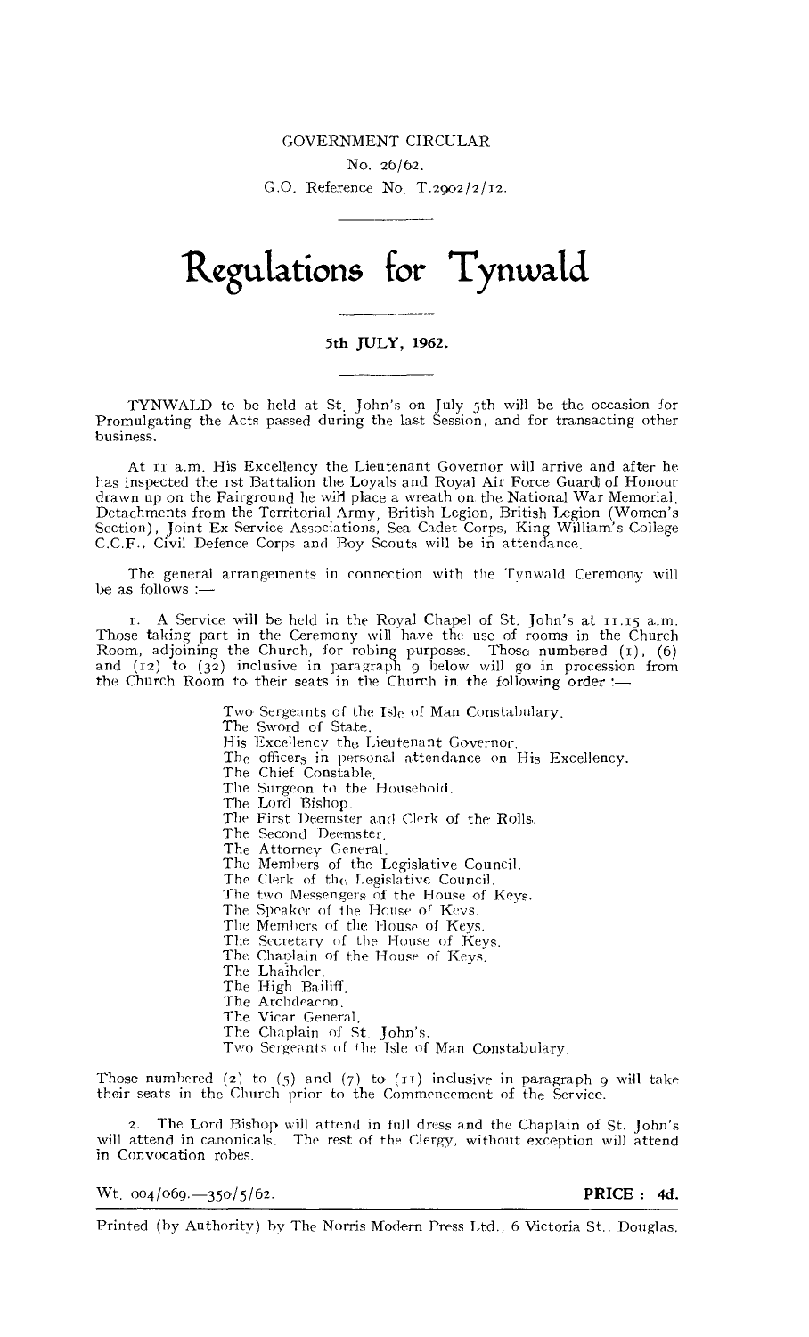GOVERNMENT CIRCULAR

No. 26/62.

G.O. Reference No. T.2902/2/12.

# Regulations for Tynwald

**5th JULY, 1962.**

TYNWALD to be held at St. John's on July 5th will be the occasion for Promulgating the Acts passed during the last Session, and for transacting other business.

At 11 a.m. His Excellency the Lieutenant Governor will arrive and after he has inspected the 1st Battalion the Loyals and Royal Air Force Guard of Honour drawn up on the Fairground he will place a wreath on the National War Memorial. Detachments from the Territorial Army, British Legion, British Legion (Women's Section), Joint Ex-Service Associations, Sea Cadet Corps, King William's College C.C.F., Civil Defence Corps and Boy Scouts will be in attendance.

The general arrangements in connection with the Tynwald Ceremony will be as follows :—

1. A Service will be held in the Royal Chapel of St. John's at 11.15 a.m. Those taking part in the Ceremony will have the use of rooms in the Church Room, adjoining the Church, for robing purposes. Those numbered (1), (6) and (12) to (32) inclusive in paragraph 9 below will go in procession from the Church Room to their seats in the Church in the following order :—

Two Sergeants of the Isle of Man Constabulary.  
The Sword of State.  
His Excellency the Lieutenant Governor.  
The officers in personal attendance on His Excellency.  
The Chief Constable.  
The Surgeon to the Household.  
The Lord Bishop.  
The First Deemster and Clerk of the Rolls.  
The Second Deemster.  
The Attorney General.  
The Members of the Legislative Council.  
The Clerk of the Legislative Council.  
The two Messengers of the House of Keys.  
The Speaker of the House of Keys.  
The Members of the House of Keys.  
The Secretary of the House of Keys.  
The Chaplain of the House of Keys.  
The Lhaihder.  
The High Bailiff.  
The Archdeacon.  
The Vicar General.  
The Chaplain of St. John's.  
Two Sergeants of the Isle of Man Constabulary.

Those numbered (2) to (5) and (7) to (11) inclusive in paragraph 9 will take their seats in the Church prior to the Commencement of the Service.

2. The Lord Bishop will attend in full dress and the Chaplain of St. John's will attend in canonicals. The rest of the Clergy, without exception will attend in Convocation robes.

Wt. 004/069.—350/5/62. **PRICE : 4d.**

Printed (by Authority) by The Norris Modern Press Ltd., 6 Victoria St., Douglas.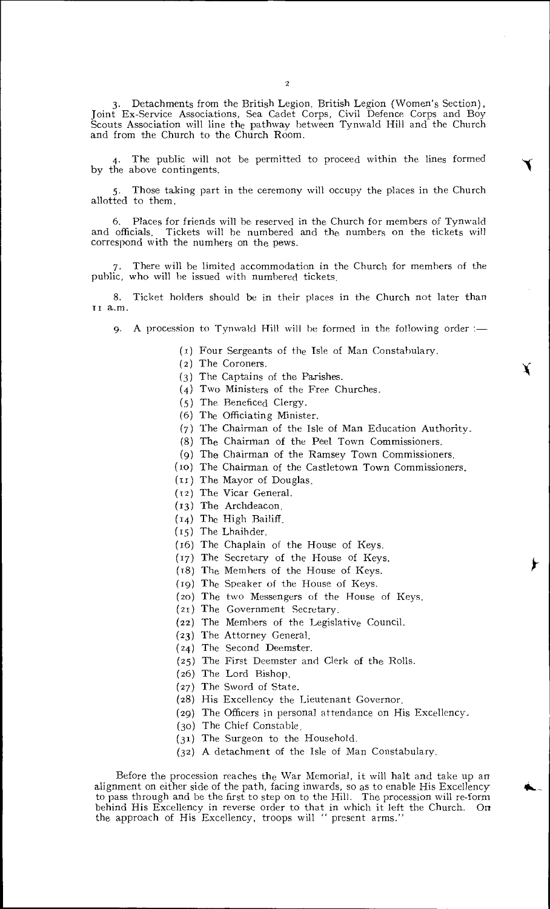3. Detachments from the British Legion, British Legion (Women's Section), Joint Ex-Service Associations, Sea Cadet Corps, Civil Defence Corps and Boy Scouts Association will line the pathway between Tynwald Hill and the Church and from the Church to the Church Room.

4. The public will not be permitted to proceed within the lines formed by the above contingents.

5. Those taking part in the ceremony will occupy the places in the Church allotted to them.

6. Places for friends will be reserved in the Church for members of Tynwald and officials. Tickets will be numbered and the numbers on the tickets will correspond with the numbers on the pews.

7. There will be limited accommodation in the Church for members of the public, who will be issued with numbered tickets.

8. Ticket holders should be in their places in the Church not later than 11 a.m.

9. A procession to Tynwald Hill will be formed in the following order :—

(1) Four Sergeants of the Isle of Man Constabulary.
(2) The Coroners.
(3) The Captains of the Parishes.
(4) Two Ministers of the Free Churches.
(5) The Beneficed Clergy.
(6) The Officiating Minister.
(7) The Chairman of the Isle of Man Education Authority.
(8) The Chairman of the Peel Town Commissioners.
(9) The Chairman of the Ramsey Town Commissioners.
(10) The Chairman of the Castletown Town Commissioners.
(11) The Mayor of Douglas.
(12) The Vicar General.
(13) The Archdeacon.
(14) The High Bailiff.
(15) The Lhaihder.
(16) The Chaplain of the House of Keys.
(17) The Secretary of the House of Keys.
(18) The Members of the House of Keys.
(19) The Speaker of the House of Keys.
(20) The two Messengers of the House of Keys.
(21) The Government Secretary.
(22) The Members of the Legislative Council.
(23) The Attorney General.
(24) The Second Deemster.
(25) The First Deemster and Clerk of the Rolls.
(26) The Lord Bishop.
(27) The Sword of State.
(28) His Excellency the Lieutenant Governor.
(29) The Officers in personal attendance on His Excellency.
(30) The Chief Constable.
(31) The Surgeon to the Household.
(32) A detachment of the Isle of Man Constabulary.

Before the procession reaches the War Memorial, it will halt and take up an alignment on either side of the path, facing inwards, so as to enable His Excellency to pass through and be the first to step on to the Hill. The procession will re-form behind His Excellency in reverse order to that in which it left the Church. On the approach of His Excellency, troops will " present arms."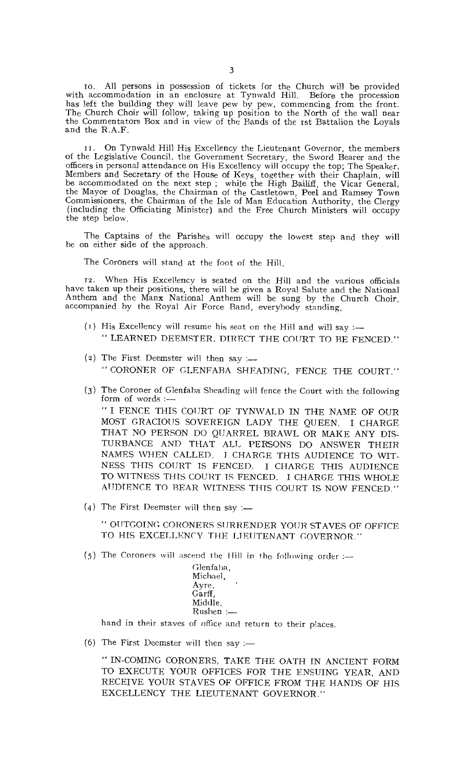10. All persons in possession of tickets for the Church will be provided with accommodation in an enclosure at Tynwald Hill. Before the procession has left the building they will leave pew by pew, commencing from the front. The Church Choir will follow, taking up position to the North of the wall near the Commentators Box and in view of the Bands of the 1st Battalion the Loyals and the R.A.F.

11. On Tynwald Hill His Excellency the Lieutenant Governor, the members of the Legislative Council, the Government Secretary, the Sword Bearer and the officers in personal attendance on His Excellency will occupy the top; The Speaker, Members and Secretary of the House of Keys, together with their Chaplain, will be accommodated on the next step; while the High Bailiff, the Vicar General, the Mayor of Douglas, the Chairman of the Castletown, Peel and Ramsey Town Commissioners, the Chairman of the Isle of Man Education Authority, the Clergy (including the Officiating Minister) and the Free Church Ministers will occupy the step below.

The Captains of the Parishes will occupy the lowest step and they will be on either side of the approach.

The Coroners will stand at the foot of the Hill.

12. When His Excellency is seated on the Hill and the various officials have taken up their positions, there will be given a Royal Salute and the National Anthem and the Manx National Anthem will be sung by the Church Choir, accompanied by the Royal Air Force Band, everybody standing.

(1) His Excellency will resume his seat on the Hill and will say :—

" LEARNED DEEMSTER, DIRECT THE COURT TO BE FENCED."

(2) The First Deemster will then say :—

" CORONER OF GLENFABA SHEADING, FENCE THE COURT."

(3) The Coroner of Glenfaba Sheading will fence the Court with the following form of words :—

" I FENCE THIS COURT OF TYNWALD IN THE NAME OF OUR MOST GRACIOUS SOVEREIGN LADY THE QUEEN. I CHARGE THAT NO PERSON DO QUARREL BRAWL OR MAKE ANY DISTURBANCE AND THAT ALL PERSONS DO ANSWER THEIR NAMES WHEN CALLED. I CHARGE THIS AUDIENCE TO WITNESS THIS COURT IS FENCED. I CHARGE THIS AUDIENCE TO WITNESS THIS COURT IS FENCED. I CHARGE THIS WHOLE AUDIENCE TO BEAR WITNESS THIS COURT IS NOW FENCED."

(4) The First Deemster will then say :—

" OUTGOING CORONERS SURRENDER YOUR STAVES OF OFFICE TO HIS EXCELLENCY THE LIEUTENANT GOVERNOR."

(5) The Coroners will ascend the Hill in the following order :—

Glenfaba,
Michael,
Ayre,
Garff,
Middle,
Rushen :—

hand in their staves of office and return to their places.

(6) The First Deemster will then say :—

" IN-COMING CORONERS, TAKE THE OATH IN ANCIENT FORM TO EXECUTE YOUR OFFICES FOR THE ENSUING YEAR, AND RECEIVE YOUR STAVES OF OFFICE FROM THE HANDS OF HIS EXCELLENCY THE LIEUTENANT GOVERNOR."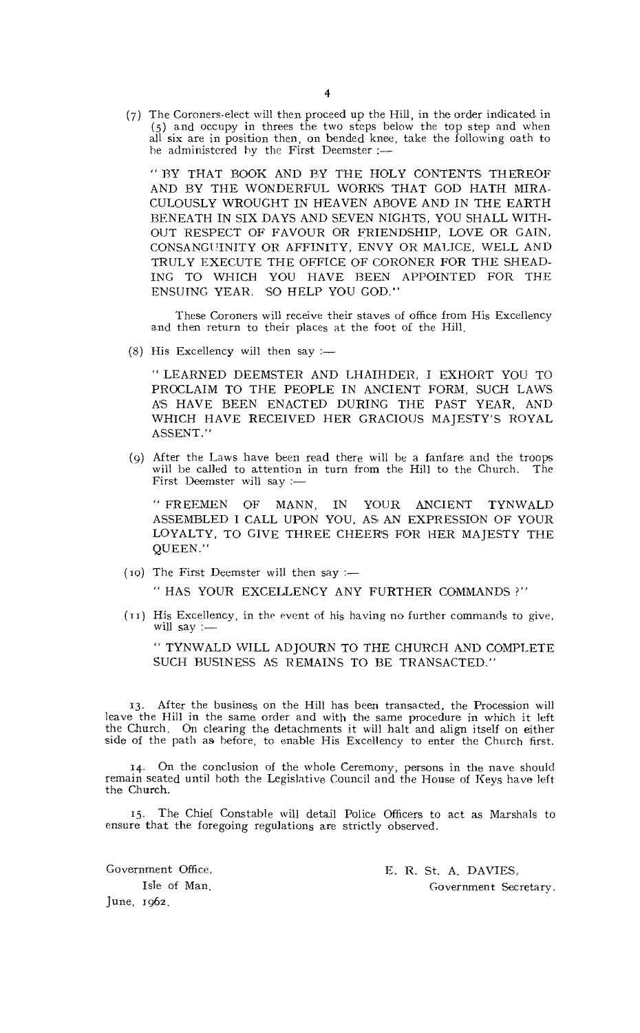(7) The Coroners-elect will then proceed up the Hill, in the order indicated in (5) and occupy in threes the two steps below the top step and when all six are in position then, on bended knee, take the following oath to be administered by the First Deemster :—

" BY THAT BOOK AND BY THE HOLY CONTENTS THEREOF AND BY THE WONDERFUL WORKS THAT GOD HATH MIRACULOUSLY WROUGHT IN HEAVEN ABOVE AND IN THE EARTH BENEATH IN SIX DAYS AND SEVEN NIGHTS, YOU SHALL WITHOUT RESPECT OF FAVOUR OR FRIENDSHIP, LOVE OR GAIN, CONSANGUINITY OR AFFINITY, ENVY OR MALICE, WELL AND TRULY EXECUTE THE OFFICE OF CORONER FOR THE SHEADING TO WHICH YOU HAVE BEEN APPOINTED FOR THE ENSUING YEAR. SO HELP YOU GOD."

These Coroners will receive their staves of office from His Excellency and then return to their places at the foot of the Hill.

(8) His Excellency will then say :—

" LEARNED DEEMSTER AND LHAIHDER, I EXHORT YOU TO PROCLAIM TO THE PEOPLE IN ANCIENT FORM, SUCH LAWS AS HAVE BEEN ENACTED DURING THE PAST YEAR, AND WHICH HAVE RECEIVED HER GRACIOUS MAJESTY'S ROYAL ASSENT."

(9) After the Laws have been read there will be a fanfare and the troops will be called to attention in turn from the Hill to the Church. The First Deemster will say :—

" FREEMEN OF MANN, IN YOUR ANCIENT TYNWALD ASSEMBLED I CALL UPON YOU, AS AN EXPRESSION OF YOUR LOYALTY, TO GIVE THREE CHEERS FOR HER MAJESTY THE QUEEN."

(10) The First Deemster will then say :—

" HAS YOUR EXCELLENCY ANY FURTHER COMMANDS ?"

(11) His Excellency, in the event of his having no further commands to give, will say :—

" TYNWALD WILL ADJOURN TO THE CHURCH AND COMPLETE SUCH BUSINESS AS REMAINS TO BE TRANSACTED."

13. After the business on the Hill has been transacted, the Procession will leave the Hill in the same order and with the same procedure in which it left the Church. On clearing the detachments it will halt and align itself on either side of the path as before, to enable His Excellency to enter the Church first.

14. On the conclusion of the whole Ceremony, persons in the nave should remain seated until both the Legislative Council and the House of Keys have left the Church.

15. The Chief Constable will detail Police Officers to act as Marshals to ensure that the foregoing regulations are strictly observed.

Government Office,
Isle of Man.
June, 1962.

E. R. St. A. DAVIES,
Government Secretary.